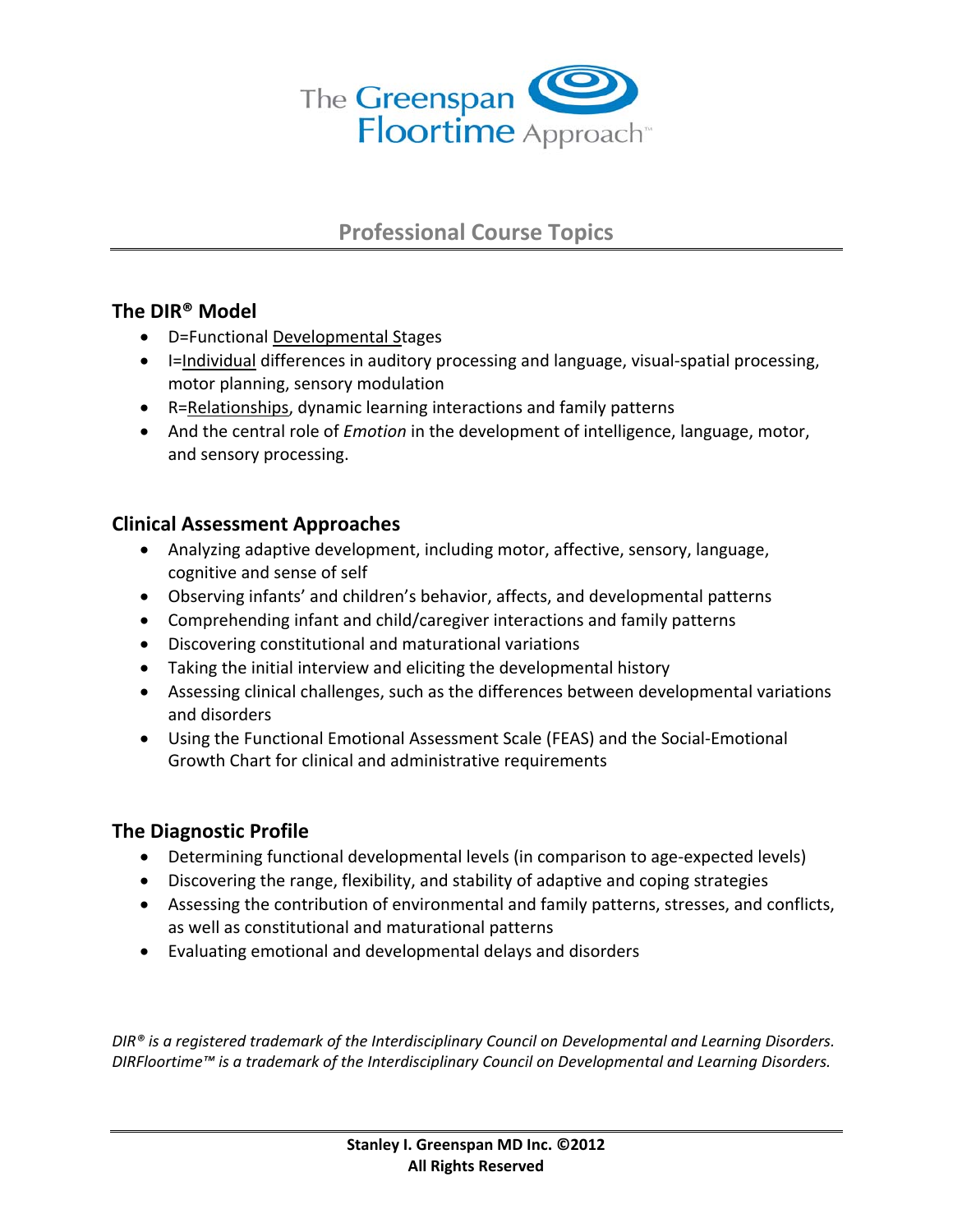The Greenspan Floortime Approach™

# Professional Course Topics

## The DIR® Model

- D=Functional Developmental Stages
- I=Individual differences in auditory processing and language, visual-spatial processing, motor planning, sensory modulation
- R=Relationships, dynamic learning interactions and family patterns
- And the central role of *Emotion* in the development of intelligence, language, motor, and sensory processing.

## Clinical Assessment Approaches

- Analyzing adaptive development, including motor, affective, sensory, language, cognitive and sense of self
- Observing infants' and children's behavior, affects, and developmental patterns
- Comprehending infant and child/caregiver interactions and family patterns
- Discovering constitutional and maturational variations
- Taking the initial interview and eliciting the developmental history
- Assessing clinical challenges, such as the differences between developmental variations and disorders
- Using the Functional Emotional Assessment Scale (FEAS) and the Social-Emotional Growth Chart for clinical and administrative requirements

## The Diagnostic Profile

- Determining functional developmental levels (in comparison to age-expected levels)
- Discovering the range, flexibility, and stability of adaptive and coping strategies
- Assessing the contribution of environmental and family patterns, stresses, and conflicts, as well as constitutional and maturational patterns
- Evaluating emotional and developmental delays and disorders

*DIR® is a registered trademark of the Interdisciplinary Council on Developmental and Learning Disorders.*
*DIRFloortime™ is a trademark of the Interdisciplinary Council on Developmental and Learning Disorders.*

**Stanley I. Greenspan MD Inc. ©2012**
**All Rights Reserved**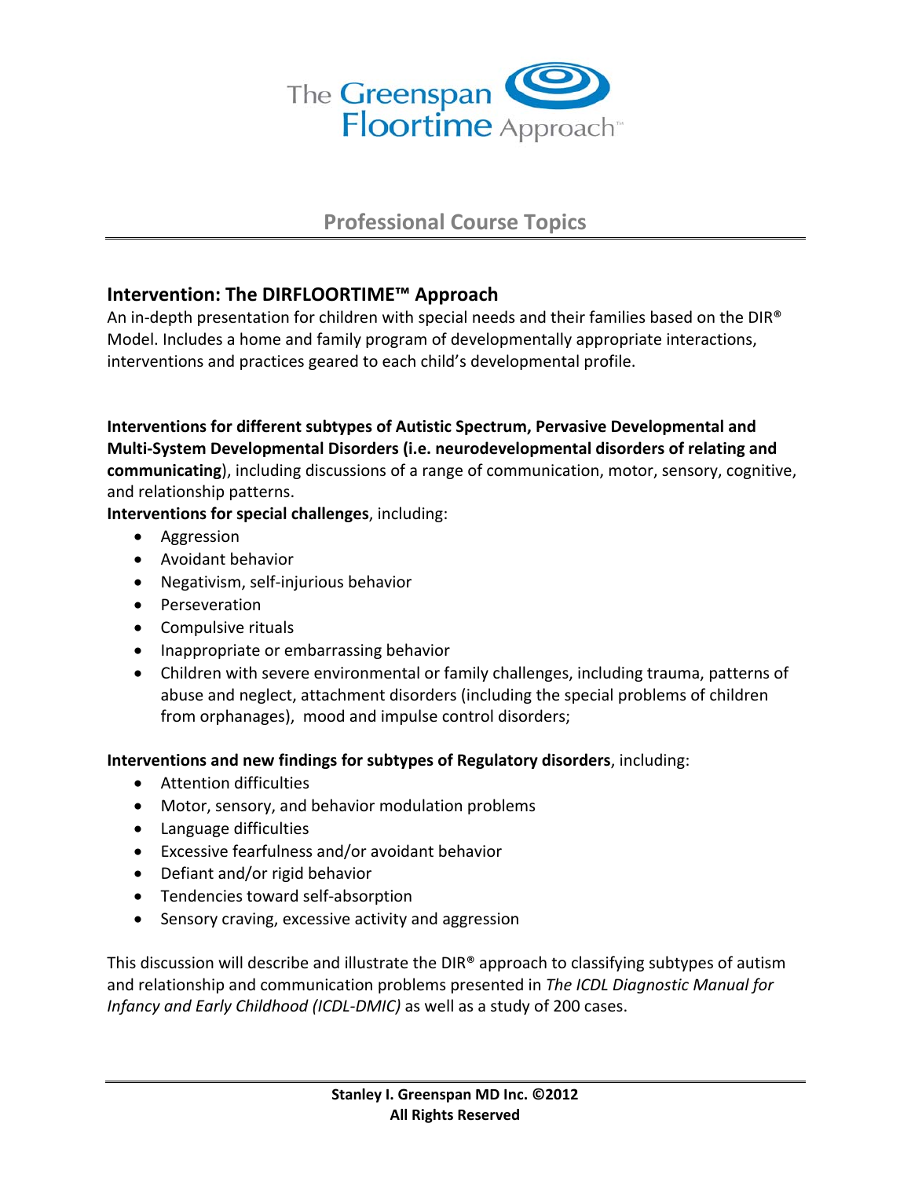The Greenspan Floortime Approach™

## Professional Course Topics

### Intervention: The DIRFLOORTIME™ Approach

An in-depth presentation for children with special needs and their families based on the DIR® Model. Includes a home and family program of developmentally appropriate interactions, interventions and practices geared to each child's developmental profile.

**Interventions for different subtypes of Autistic Spectrum, Pervasive Developmental and Multi-System Developmental Disorders (i.e. neurodevelopmental disorders of relating and communicating**), including discussions of a range of communication, motor, sensory, cognitive, and relationship patterns.

**Interventions for special challenges**, including:

- Aggression
- Avoidant behavior
- Negativism, self-injurious behavior
- Perseveration
- Compulsive rituals
- Inappropriate or embarrassing behavior
- Children with severe environmental or family challenges, including trauma, patterns of abuse and neglect, attachment disorders (including the special problems of children from orphanages), mood and impulse control disorders;

**Interventions and new findings for subtypes of Regulatory disorders**, including:

- Attention difficulties
- Motor, sensory, and behavior modulation problems
- Language difficulties
- Excessive fearfulness and/or avoidant behavior
- Defiant and/or rigid behavior
- Tendencies toward self-absorption
- Sensory craving, excessive activity and aggression

This discussion will describe and illustrate the DIR® approach to classifying subtypes of autism and relationship and communication problems presented in *The ICDL Diagnostic Manual for Infancy and Early Childhood (ICDL-DMIC)* as well as a study of 200 cases.

**Stanley I. Greenspan MD Inc. ©2012**
**All Rights Reserved**